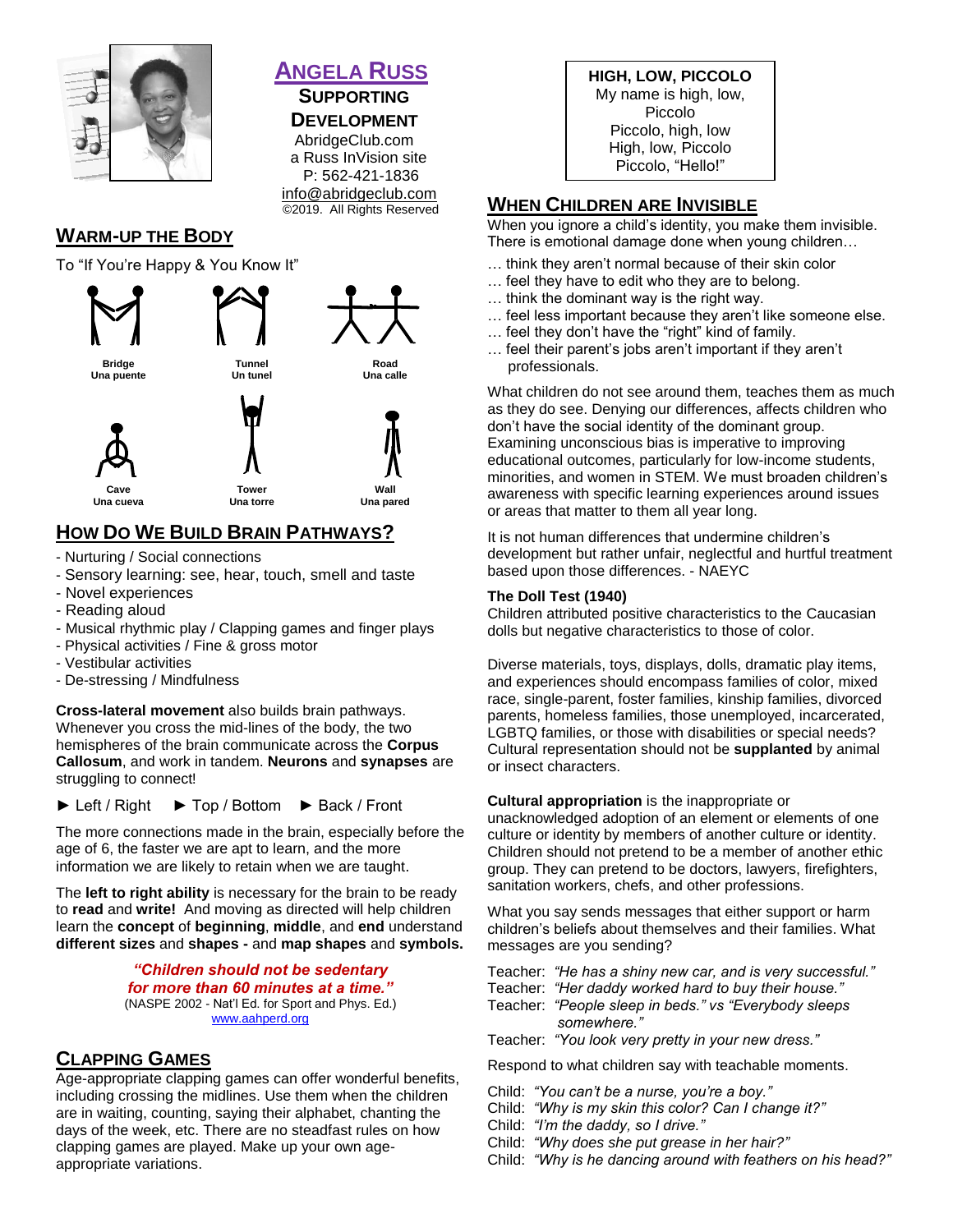# ANGELA RUSS

**SUPPORTING DEVELOPMENT**

AbridgeClub.com
a Russ InVision site
P: 562-421-1836
info@abridgeclub.com
©2019. All Rights Reserved

## WARM-UP THE BODY

To "If You're Happy & You Know It"

**Bridge**
**Una puente**

**Tunnel**
**Un tunel**

**Road**
**Una calle**

**Cave**
**Una cueva**

**Tower**
**Una torre**

**Wall**
**Una pared**

## HOW DO WE BUILD BRAIN PATHWAYS?

- Nurturing / Social connections
- Sensory learning: see, hear, touch, smell and taste
- Novel experiences
- Reading aloud
- Musical rhythmic play / Clapping games and finger plays
- Physical activities / Fine & gross motor
- Vestibular activities
- De-stressing / Mindfulness

**Cross-lateral movement** also builds brain pathways. Whenever you cross the mid-lines of the body, the two hemispheres of the brain communicate across the **Corpus Callosum**, and work in tandem. **Neurons** and **synapses** are struggling to connect!

► Left / Right ► Top / Bottom ► Back / Front

The more connections made in the brain, especially before the age of 6, the faster we are apt to learn, and the more information we are likely to retain when we are taught.

The **left to right ability** is necessary for the brain to be ready to **read** and **write!** And moving as directed will help children learn the **concept** of **beginning**, **middle**, and **end** and understand **different sizes** and **shapes -** and **map shapes** and **symbols.**

***"Children should not be sedentary for more than 60 minutes at a time."***
(NASPE 2002 - Nat'l Ed. for Sport and Phys. Ed.)
www.aahperd.org

## CLAPPING GAMES

Age-appropriate clapping games can offer wonderful benefits, including crossing the midlines. Use them when the children are in waiting, counting, saying their alphabet, chanting the days of the week, etc. There are no steadfast rules on how clapping games are played. Make up your own age-appropriate variations.

**HIGH, LOW, PICCOLO**
My name is high, low,
Piccolo
Piccolo, high, low
High, low, Piccolo
Piccolo, "Hello!"

## WHEN CHILDREN ARE INVISIBLE

When you ignore a child's identity, you make them invisible. There is emotional damage done when young children…

… think they aren't normal because of their skin color
… feel they have to edit who they are to belong.
… think the dominant way is the right way.
… feel less important because they aren't like someone else.
… feel they don't have the "right" kind of family.
… feel their parent's jobs aren't important if they aren't professionals.

What children do not see around them, teaches them as much as they do see. Denying our differences, affects children who don't have the social identity of the dominant group. Examining unconscious bias is imperative to improving educational outcomes, particularly for low-income students, minorities, and women in STEM. We must broaden children's awareness with specific learning experiences around issues or areas that matter to them all year long.

It is not human differences that undermine children's development but rather unfair, neglectful and hurtful treatment based upon those differences. - NAEYC

**The Doll Test (1940)**
Children attributed positive characteristics to the Caucasian dolls but negative characteristics to those of color.

Diverse materials, toys, displays, dolls, dramatic play items, and experiences should encompass families of color, mixed race, single-parent, foster families, kinship families, divorced parents, homeless families, those unemployed, incarcerated, LGBTQ families, or those with disabilities or special needs? Cultural representation should not be **supplanted** by animal or insect characters.

**Cultural appropriation** is the inappropriate or unacknowledged adoption of an element or elements of one culture or identity by members of another culture or identity. Children should not pretend to be a member of another ethic group. They can pretend to be doctors, lawyers, firefighters, sanitation workers, chefs, and other professions.

What you say sends messages that either support or harm children's beliefs about themselves and their families. What messages are you sending?

Teacher: *"He has a shiny new car, and is very successful."*
Teacher: *"Her daddy worked hard to buy their house."*
Teacher: *"People sleep in beds." vs "Everybody sleeps somewhere."*
Teacher: *"You look very pretty in your new dress."*

Respond to what children say with teachable moments.

Child: *"You can't be a nurse, you're a boy."*
Child: *"Why is my skin this color? Can I change it?"*
Child: *"I'm the daddy, so I drive."*
Child: *"Why does she put grease in her hair?"*
Child: *"Why is he dancing around with feathers on his head?"*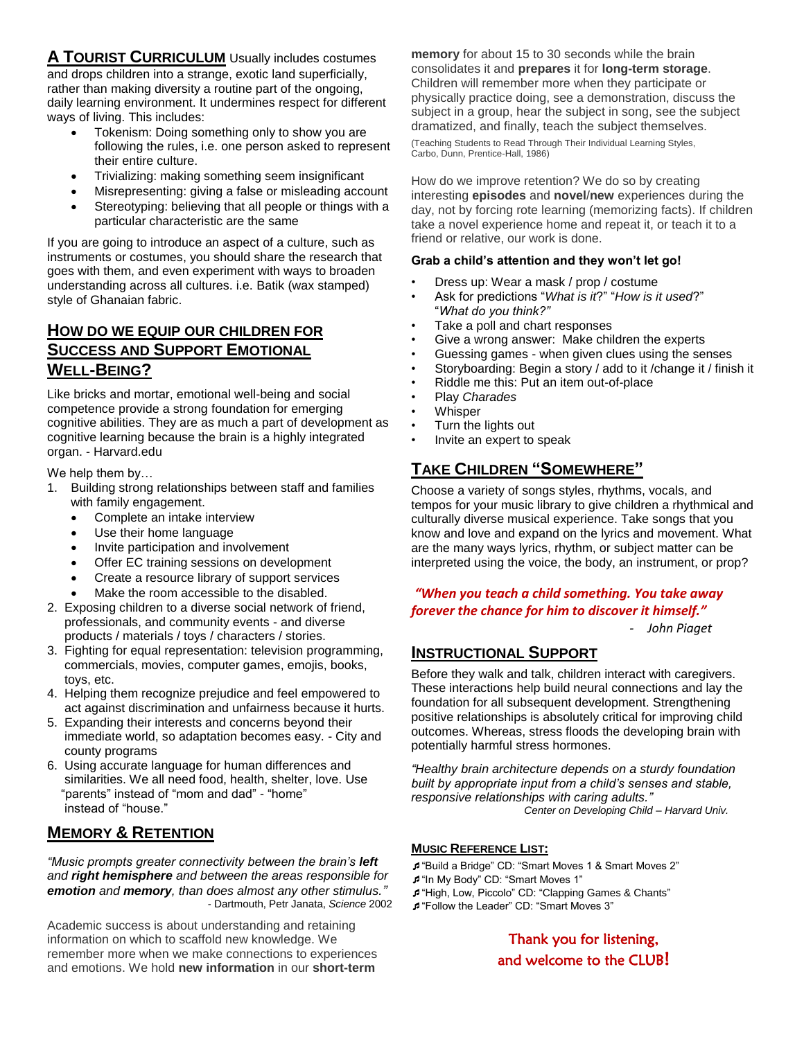## A TOURIST CURRICULUM

Usually includes costumes and drops children into a strange, exotic land superficially, rather than making diversity a routine part of the ongoing, daily learning environment. It undermines respect for different ways of living. This includes:

- Tokenism: Doing something only to show you are following the rules, i.e. one person asked to represent their entire culture.
- Trivializing: making something seem insignificant
- Misrepresenting: giving a false or misleading account
- Stereotyping: believing that all people or things with a particular characteristic are the same

If you are going to introduce an aspect of a culture, such as instruments or costumes, you should share the research that goes with them, and even experiment with ways to broaden understanding across all cultures. i.e. Batik (wax stamped) style of Ghanaian fabric.

## HOW DO WE EQUIP OUR CHILDREN FOR SUCCESS AND SUPPORT EMOTIONAL WELL-BEING?

Like bricks and mortar, emotional well-being and social competence provide a strong foundation for emerging cognitive abilities. They are as much a part of development as cognitive learning because the brain is a highly integrated organ. - Harvard.edu

We help them by…

1. Building strong relationships between staff and families with family engagement.
   - Complete an intake interview
   - Use their home language
   - Invite participation and involvement
   - Offer EC training sessions on development
   - Create a resource library of support services
   - Make the room accessible to the disabled.
2. Exposing children to a diverse social network of friend, professionals, and community events - and diverse products / materials / toys / characters / stories.
3. Fighting for equal representation: television programming, commercials, movies, computer games, emojis, books, toys, etc.
4. Helping them recognize prejudice and feel empowered to act against discrimination and unfairness because it hurts.
5. Expanding their interests and concerns beyond their immediate world, so adaptation becomes easy. - City and county programs
6. Using accurate language for human differences and similarities. We all need food, health, shelter, love. Use "parents" instead of "mom and dad" - "home" instead of "house."

## MEMORY & RETENTION

*"Music prompts greater connectivity between the brain's **left** and **right hemisphere** and between the areas responsible for **emotion** and **memory**, than does almost any other stimulus."*
- Dartmouth, Petr Janata, *Science* 2002

Academic success is about understanding and retaining information on which to scaffold new knowledge. We remember more when we make connections to experiences and emotions. We hold **new information** in our **short-term memory** for about 15 to 30 seconds while the brain consolidates it and **prepares** it for **long-term storage**. Children will remember more when they participate or physically practice doing, see a demonstration, discuss the subject in a group, hear the subject in song, see the subject dramatized, and finally, teach the subject themselves.

(Teaching Students to Read Through Their Individual Learning Styles, Carbo, Dunn, Prentice-Hall, 1986)

How do we improve retention? We do so by creating interesting **episodes** and **novel**/**new** experiences during the day, not by forcing rote learning (memorizing facts). If children take a novel experience home and repeat it, or teach it to a friend or relative, our work is done.

**Grab a child's attention and they won't let go!**

- Dress up: Wear a mask / prop / costume
- Ask for predictions "*What is it*?" "*How is it used*?" "*What do you think?"*
- Take a poll and chart responses
- Give a wrong answer: Make children the experts
- Guessing games - when given clues using the senses
- Storyboarding: Begin a story / add to it /change it / finish it
- Riddle me this: Put an item out-of-place
- Play *Charades*
- Whisper
- Turn the lights out
- Invite an expert to speak

## TAKE CHILDREN "SOMEWHERE"

Choose a variety of songs styles, rhythms, vocals, and tempos for your music library to give children a rhythmical and culturally diverse musical experience. Take songs that you know and love and expand on the lyrics and movement. What are the many ways lyrics, rhythm, or subject matter can be interpreted using the voice, the body, an instrument, or prop?

***"When you teach a child something. You take away forever the chance for him to discover it himself."***

*- John Piaget*

## INSTRUCTIONAL SUPPORT

Before they walk and talk, children interact with caregivers. These interactions help build neural connections and lay the foundation for all subsequent development. Strengthening positive relationships is absolutely critical for improving child outcomes. Whereas, stress floods the developing brain with potentially harmful stress hormones.

*"Healthy brain architecture depends on a sturdy foundation built by appropriate input from a child's senses and stable, responsive relationships with caring adults."*
*Center on Developing Child – Harvard Univ.*

### MUSIC REFERENCE LIST:

♬ "Build a Bridge" CD: "Smart Moves 1 & Smart Moves 2"
♬ "In My Body" CD: "Smart Moves 1"
♬ "High, Low, Piccolo" CD: "Clapping Games & Chants"
♬ "Follow the Leader" CD: "Smart Moves 3"

Thank you for listening, and welcome to the CLUB!